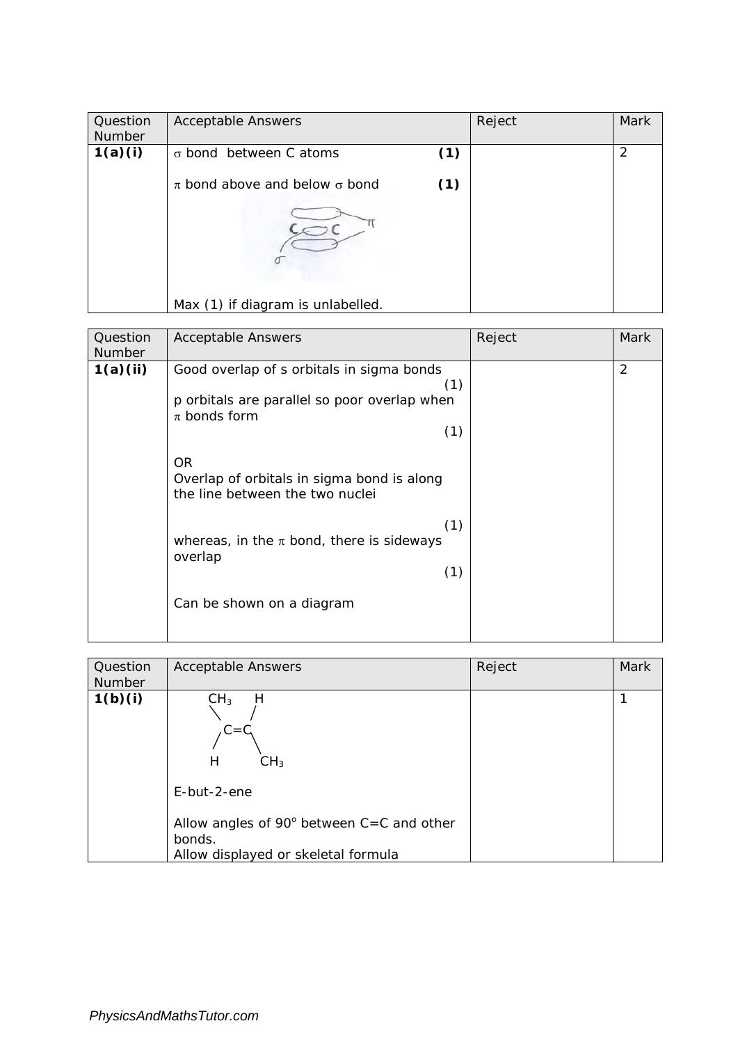| Question Number | Acceptable Answers | Reject | Mark |
|---|---|---|---|
| **1(a)(i)** | $\sigma$ bond between C atoms **(1)**<br><br>$\pi$ bond above and below $\sigma$ bond **(1)**<br><br>Max (1) if diagram is unlabelled. | | 2 |

| Question Number | Acceptable Answers | Reject | Mark |
|---|---|---|---|
| **1(a)(ii)** | Good overlap of s orbitals in sigma bonds (1)<br>p orbitals are parallel so poor overlap when $\pi$ bonds form (1)<br><br>OR<br>Overlap of orbitals in sigma bond is along the line between the two nuclei (1)<br>whereas, in the $\pi$ bond, there is sideways overlap (1)<br><br>Can be shown on a diagram | | 2 |

| Question Number | Acceptable Answers | Reject | Mark |
|---|---|---|---|
| **1(b)(i)** | $CH_3$ and H on one carbon, H and $CH_3$ on the other: $CH_3(H)C{=}C(H)CH_3$ with $CH_3$ groups trans<br><br>E-but-2-ene<br><br>Allow angles of 90° between C=C and other bonds.<br>Allow displayed or skeletal formula | | 1 |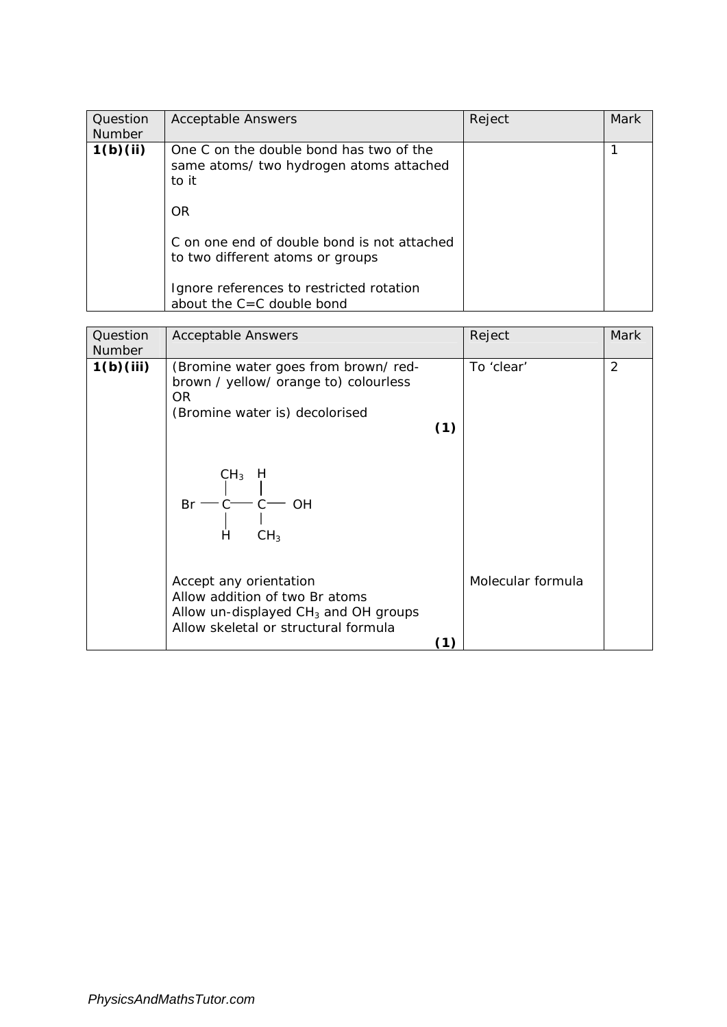| Question Number | Acceptable Answers | Reject | Mark |
|---|---|---|---|
| **1(b)(ii)** | One C on the double bond has two of the same atoms/ two hydrogen atoms attached to it<br><br>OR<br><br>C on one end of double bond is not attached to two different atoms or groups<br><br>Ignore references to restricted rotation about the C=C double bond | | 1 |

| Question Number | Acceptable Answers | Reject | Mark |
|---|---|---|---|
| **1(b)(iii)** | (Bromine water goes from brown/ red-brown / yellow/ orange to) colourless<br>OR<br>(Bromine water is) decolorised **(1)**<br><br>Br—C($CH_3$)(H)—C(H)($CH_3$)—OH<br><br>Accept any orientation<br>Allow addition of two Br atoms<br>Allow un-displayed $CH_3$ and OH groups<br>Allow skeletal or structural formula **(1)** | To 'clear'<br><br>Molecular formula | 2 |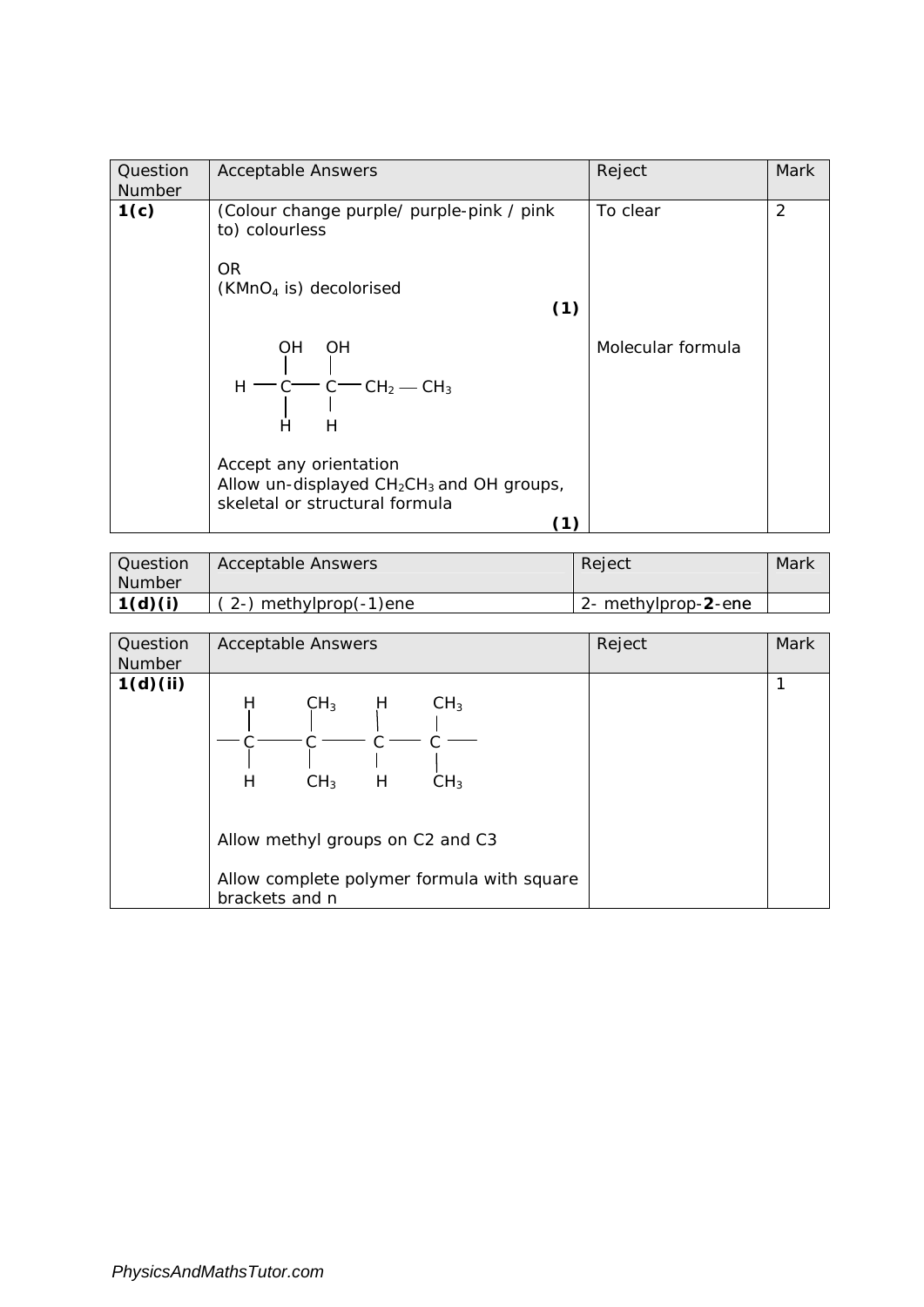| Question Number | Acceptable Answers | Reject | Mark |
|---|---|---|---|
| **1(c)** | (Colour change purple/ purple-pink / pink to) colourless<br><br>OR<br>($KMnO_4$ is) decolorised **(1)** | To clear | 2 |
| | Structure: H–C(OH)(H)–C(OH)(H)–$CH_2$–$CH_3$<br><br>Accept any orientation<br>Allow un-displayed $CH_2CH_3$ and OH groups, skeletal or structural formula **(1)** | Molecular formula | |

| Question Number | Acceptable Answers | Reject | Mark |
|---|---|---|---|
| **1(d)(i)** | ( 2-) methylprop(-1)ene | 2- methylprop-**2**-ene | |

| Question Number | Acceptable Answers | Reject | Mark |
|---|---|---|---|
| **1(d)(ii)** | Structure: –C(H)(H)–C($CH_3$)($CH_3$)–C(H)(H)–C($CH_3$)($CH_3$)–<br><br>Allow methyl groups on C2 and C3<br><br>Allow complete polymer formula with square brackets and n | | 1 |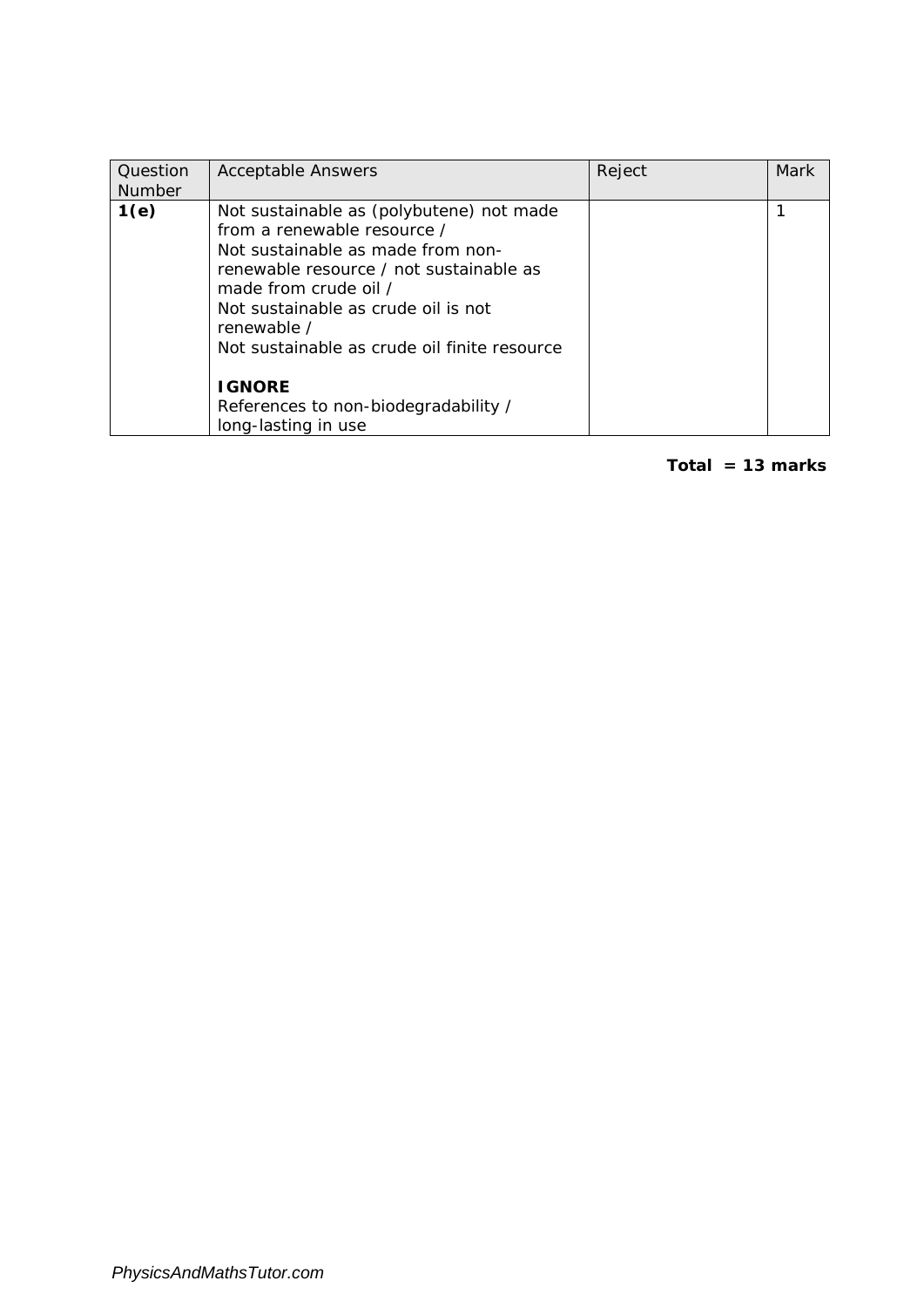| Question Number | Acceptable Answers | Reject | Mark |
| --- | --- | --- | --- |
| **1(e)** | Not sustainable as (polybutene) not made from a renewable resource / Not sustainable as made from non-renewable resource / not sustainable as made from crude oil / Not sustainable as crude oil is not renewable / Not sustainable as crude oil finite resource<br><br>**IGNORE**<br>References to non-biodegradability / long-lasting in use | | 1 |

**Total = 13 marks**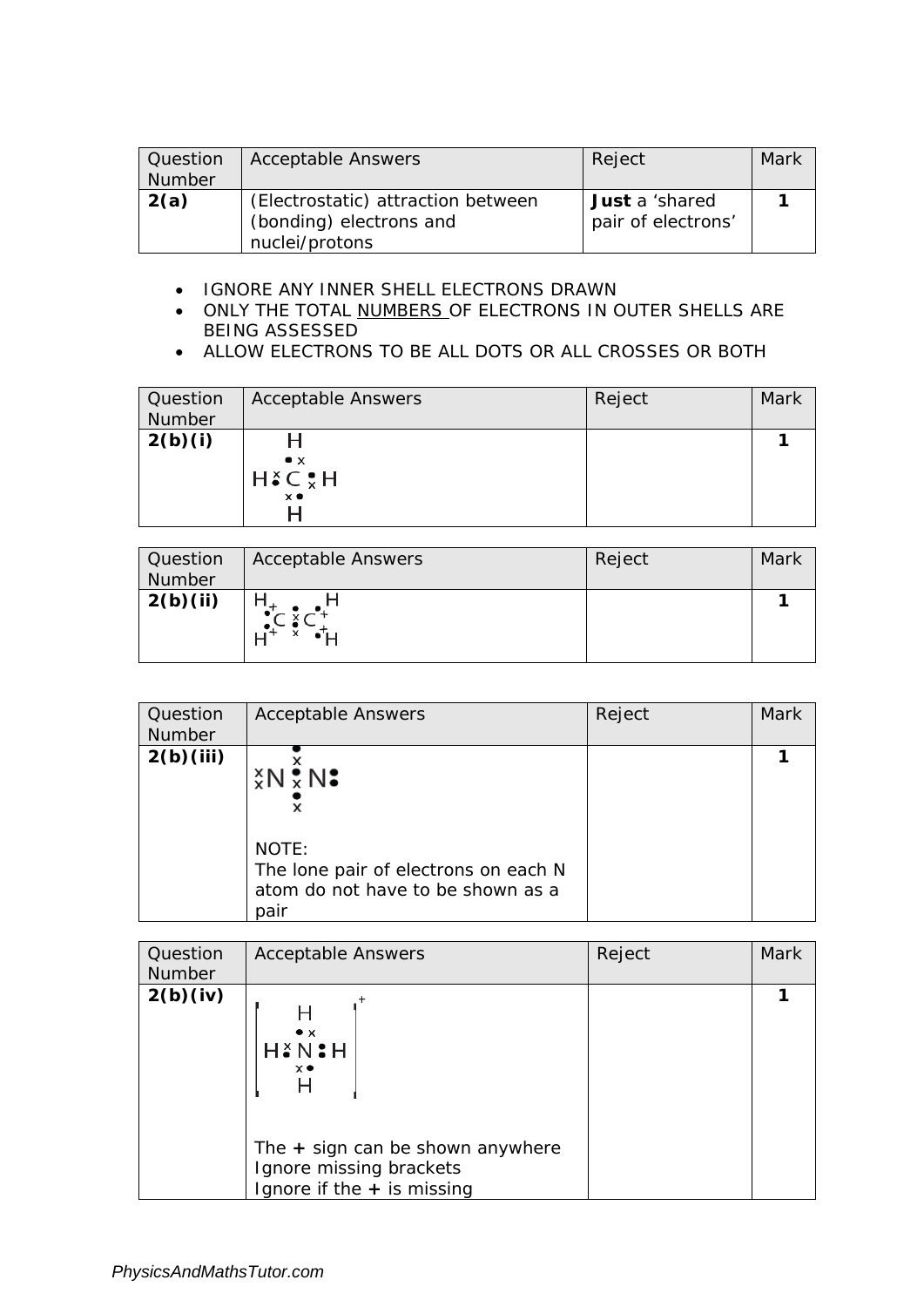| Question Number | Acceptable Answers | Reject | Mark |
| --- | --- | --- | --- |
| **2(a)** | (Electrostatic) attraction between (bonding) electrons and nuclei/protons | **Just** a 'shared pair of electrons' | **1** |

- IGNORE ANY INNER SHELL ELECTRONS DRAWN
- ONLY THE TOTAL NUMBERS OF ELECTRONS IN OUTER SHELLS ARE BEING ASSESSED
- ALLOW ELECTRONS TO BE ALL DOTS OR ALL CROSSES OR BOTH

| Question Number | Acceptable Answers | Reject | Mark |
| --- | --- | --- | --- |
| **2(b)(i)** | Dot-and-cross diagram of $CH_4$: C bonded to four H, each bond shown as one dot and one cross | | **1** |

| Question Number | Acceptable Answers | Reject | Mark |
| --- | --- | --- | --- |
| **2(b)(ii)** | Dot-and-cross diagram of $C_2H_4$: each C bonded to two H (dot and cross), C=C double bond shown as two dots and two crosses | | **1** |

| Question Number | Acceptable Answers | Reject | Mark |
| --- | --- | --- | --- |
| **2(b)(iii)** | Dot-and-cross diagram of $N_2$: triple bond shown as three dots and three crosses, with a lone pair on each N<br><br>NOTE:<br>The lone pair of electrons on each N atom do not have to be shown as a pair | | **1** |

| Question Number | Acceptable Answers | Reject | Mark |
| --- | --- | --- | --- |
| **2(b)(iv)** | Dot-and-cross diagram of $[NH_4]^+$: N bonded to four H, each bond shown as one dot and one cross, in brackets with + charge<br><br>The **+** sign can be shown anywhere<br>Ignore missing brackets<br>Ignore if the **+** is missing | | **1** |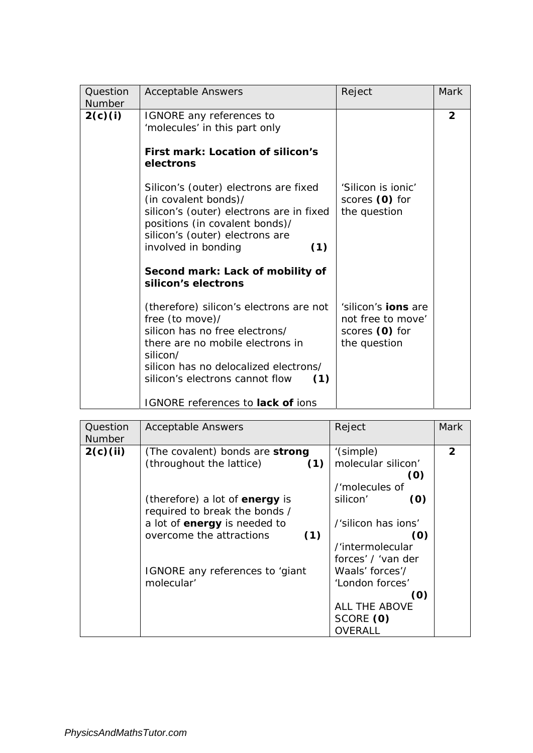| Question Number | Acceptable Answers | Reject | Mark |
|---|---|---|---|
| **2(c)(i)** | IGNORE any references to 'molecules' in this part only<br><br>**First mark: Location of silicon's electrons**<br><br>Silicon's (outer) electrons are fixed (in covalent bonds)/<br>silicon's (outer) electrons are in fixed positions (in covalent bonds)/<br>silicon's (outer) electrons are involved in bonding **(1)**<br><br>**Second mark: Lack of mobility of silicon's electrons**<br><br>(therefore) silicon's electrons are not free (to move)/<br>silicon has no free electrons/<br>there are no mobile electrons in silicon/<br>silicon has no delocalized electrons/<br>silicon's electrons cannot flow **(1)**<br><br>IGNORE references to **lack of** ions | 'Silicon is ionic' scores **(0)** for the question<br><br>'silicon's **ions** are not free to move' scores **(0)** for the question | **2** |

| Question Number | Acceptable Answers | Reject | Mark |
|---|---|---|---|
| **2(c)(ii)** | (The covalent) bonds are **strong** (throughout the lattice) **(1)**<br><br>(therefore) a lot of **energy** is required to break the bonds /<br>a lot of **energy** is needed to overcome the attractions **(1)**<br><br>IGNORE any references to 'giant molecular' | '(simple) molecular silicon' **(0)**<br>/'molecules of silicon' **(0)**<br>/'silicon has ions' **(0)**<br>/'intermolecular forces' / 'van der Waals' forces'/ 'London forces' **(0)**<br>ALL THE ABOVE SCORE **(0)** OVERALL | **2** |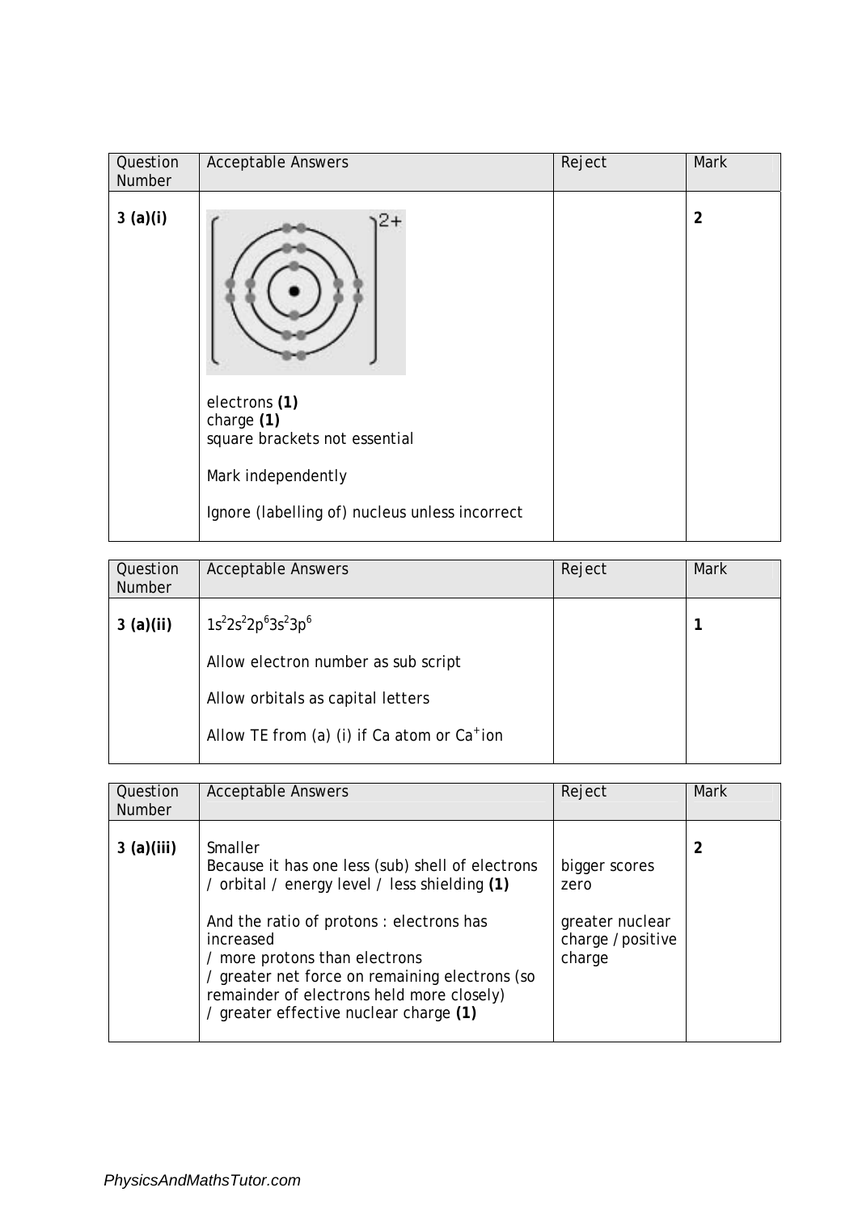| Question Number | Acceptable Answers | Reject | Mark |
| --- | --- | --- | --- |
| 3 (a)(i) | $2+$<br><br>electrons **(1)**<br>charge **(1)**<br>square brackets not essential<br><br>Mark independently<br><br>Ignore (labelling of) nucleus unless incorrect | | 2 |

| Question Number | Acceptable Answers | Reject | Mark |
| --- | --- | --- | --- |
| 3 (a)(ii) | $1s^2 2s^2 2p^6 3s^2 3p^6$<br><br>Allow electron number as sub script<br><br>Allow orbitals as capital letters<br><br>Allow TE from (a) (i) if Ca atom or $Ca^+$ ion | | 1 |

| Question Number | Acceptable Answers | Reject | Mark |
| --- | --- | --- | --- |
| 3 (a)(iii) | Smaller<br>Because it has one less (sub) shell of electrons / orbital / energy level / less shielding **(1)**<br><br>And the ratio of protons : electrons has increased<br>/ more protons than electrons<br>/ greater net force on remaining electrons (so remainder of electrons held more closely)<br>/ greater effective nuclear charge **(1)** | bigger scores zero<br><br>greater nuclear charge / positive charge | 2 |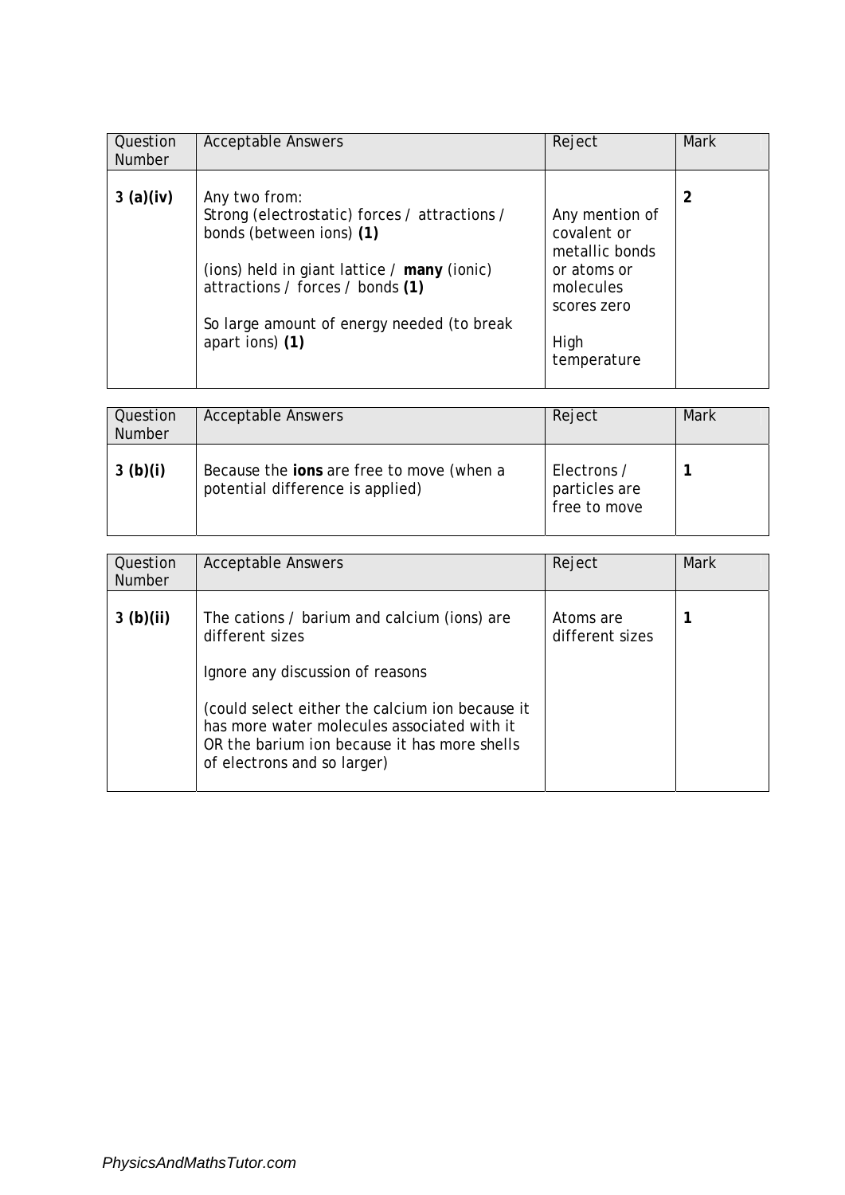| Question Number | Acceptable Answers | Reject | Mark |
|---|---|---|---|
| **3 (a)(iv)** | Any two from:<br>Strong (electrostatic) forces / attractions / bonds (between ions) **(1)**<br><br>(ions) held in giant lattice / **many** (ionic) attractions / forces / bonds **(1)**<br><br>So large amount of energy needed (to break apart ions) **(1)** | Any mention of covalent or metallic bonds or atoms or molecules scores zero<br><br>High temperature | **2** |

| Question Number | Acceptable Answers | Reject | Mark |
|---|---|---|---|
| **3 (b)(i)** | Because the **ions** are free to move (when a potential difference is applied) | Electrons / particles are free to move | **1** |

| Question Number | Acceptable Answers | Reject | Mark |
|---|---|---|---|
| **3 (b)(ii)** | The cations / barium and calcium (ions) are different sizes<br><br>Ignore any discussion of reasons<br><br>(could select either the calcium ion because it has more water molecules associated with it OR the barium ion because it has more shells of electrons and so larger) | Atoms are different sizes | **1** |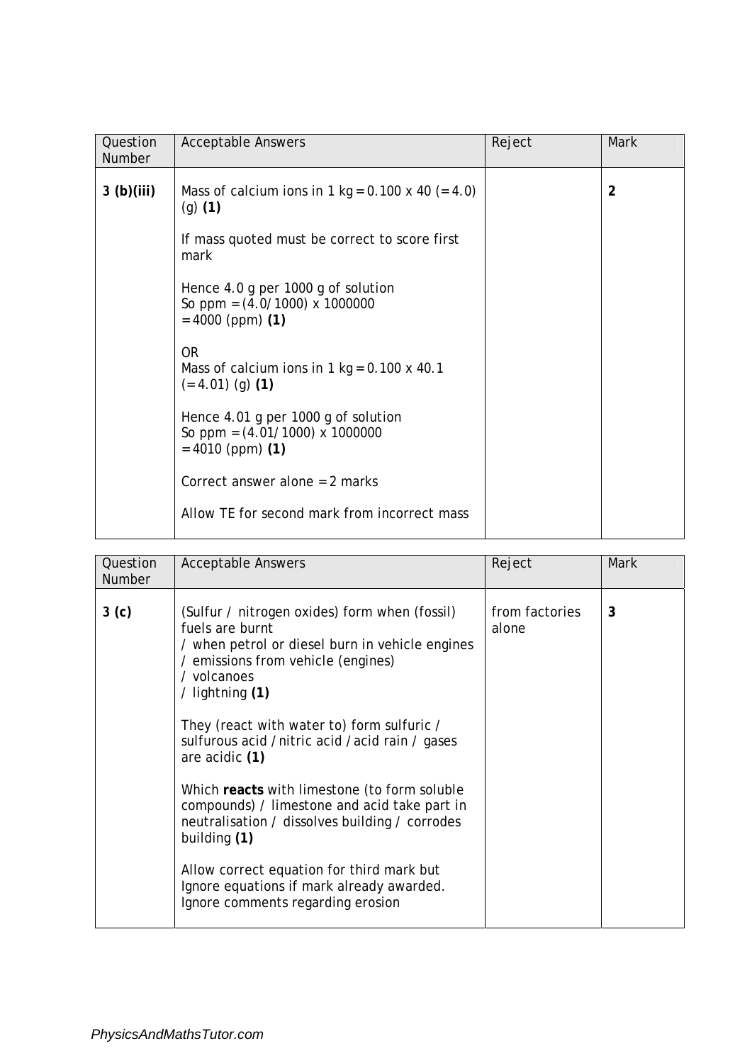| Question Number | Acceptable Answers | Reject | Mark |
|---|---|---|---|
| 3 (b)(iii) | Mass of calcium ions in 1 kg = 0.100 x 40 (= 4.0) (g) **(1)**<br><br>If mass quoted must be correct to score first mark<br><br>Hence 4.0 g per 1000 g of solution<br>So ppm = (4.0/1000) x 1000000<br>= 4000 (ppm) **(1)**<br><br>OR<br>Mass of calcium ions in 1 kg = 0.100 x 40.1 (= 4.01) (g) **(1)**<br><br>Hence 4.01 g per 1000 g of solution<br>So ppm = (4.01/1000) x 1000000<br>= 4010 (ppm) **(1)**<br><br>Correct answer alone = 2 marks<br><br>Allow TE for second mark from incorrect mass | | **2** |

| Question Number | Acceptable Answers | Reject | Mark |
|---|---|---|---|
| 3 (c) | (Sulfur / nitrogen oxides) form when (fossil) fuels are burnt<br>/ when petrol or diesel burn in vehicle engines<br>/ emissions from vehicle (engines)<br>/ volcanoes<br>/ lightning **(1)**<br><br>They (react with water to) form sulfuric / sulfurous acid / nitric acid / acid rain / gases are acidic **(1)**<br><br>Which **reacts** with limestone (to form soluble compounds) / limestone and acid take part in neutralisation / dissolves building / corrodes building **(1)**<br><br>Allow correct equation for third mark but Ignore equations if mark already awarded.<br>Ignore comments regarding erosion | from factories alone | **3** |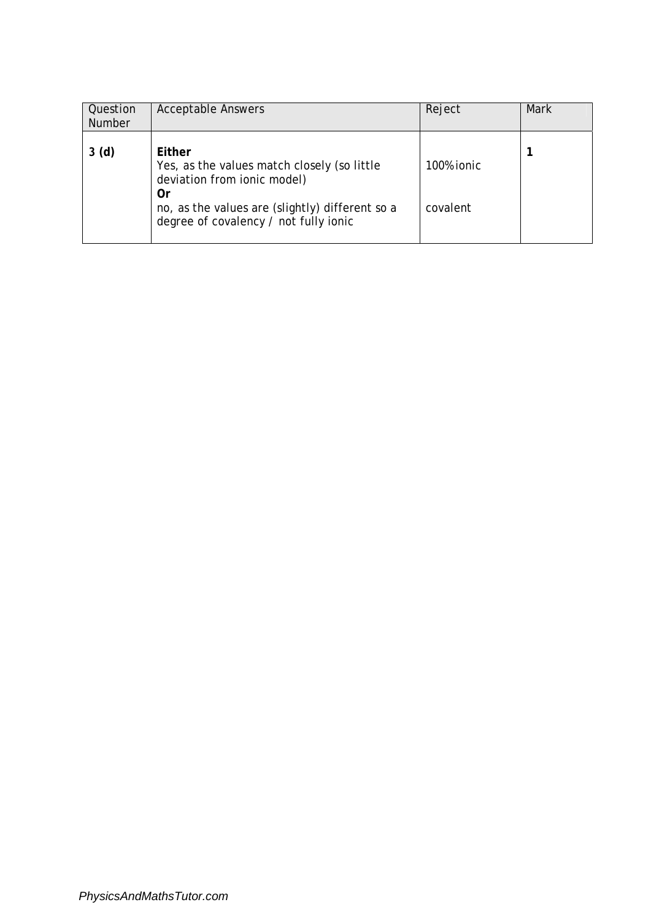| Question Number | Acceptable Answers | Reject | Mark |
|---|---|---|---|
| **3 (d)** | **Either**<br>Yes, as the values match closely (so little deviation from ionic model)<br>**Or**<br>no, as the values are (slightly) different so a degree of covalency / not fully ionic | 100% ionic<br><br>covalent | **1** |